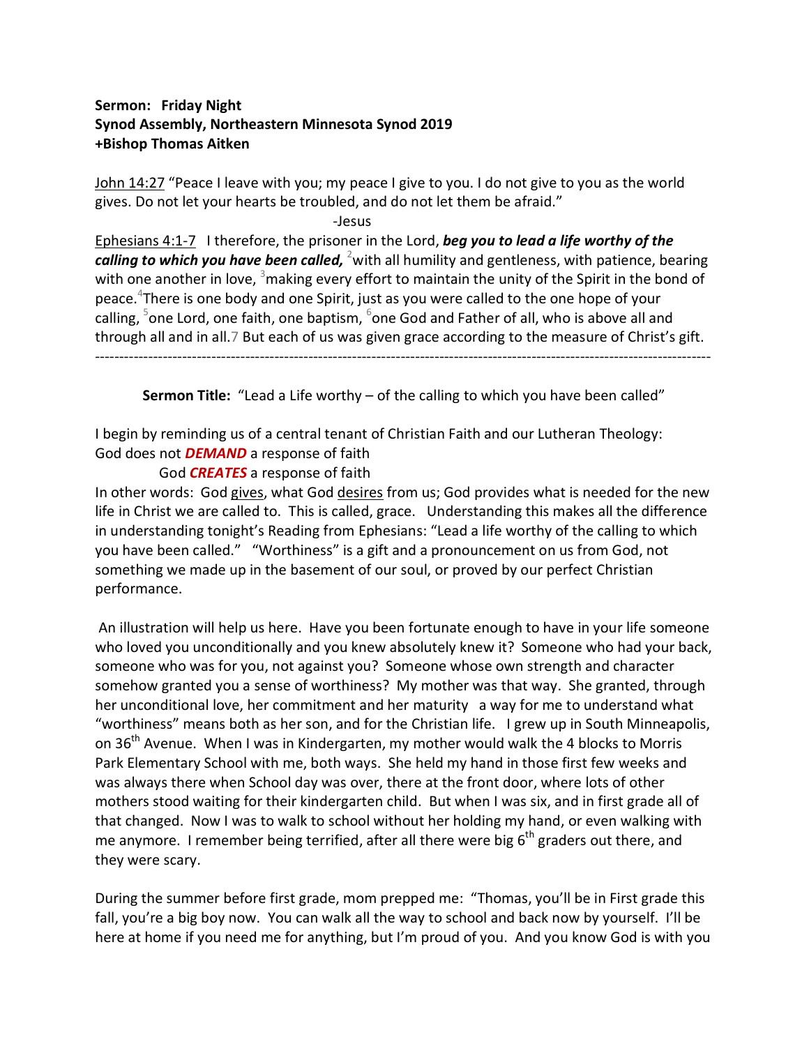**Sermon: Friday Night**
**Synod Assembly, Northeastern Minnesota Synod 2019**
**+Bishop Thomas Aitken**

John 14:27 "Peace I leave with you; my peace I give to you. I do not give to you as the world gives. Do not let your hearts be troubled, and do not let them be afraid."

-Jesus

Ephesians 4:1-7 I therefore, the prisoner in the Lord, ***beg you to lead a life worthy of the calling to which you have been called,*** [2]with all humility and gentleness, with patience, bearing with one another in love, [3]making every effort to maintain the unity of the Spirit in the bond of peace.[4]There is one body and one Spirit, just as you were called to the one hope of your calling, [5]one Lord, one faith, one baptism, [6]one God and Father of all, who is above all and through all and in all.7 But each of us was given grace according to the measure of Christ's gift.

---

**Sermon Title:** "Lead a Life worthy – of the calling to which you have been called"

I begin by reminding us of a central tenant of Christian Faith and our Lutheran Theology:
God does not ***DEMAND*** a response of faith
God ***CREATES*** a response of faith
In other words: God gives, what God desires from us; God provides what is needed for the new life in Christ we are called to. This is called, grace. Understanding this makes all the difference in understanding tonight's Reading from Ephesians: "Lead a life worthy of the calling to which you have been called." "Worthiness" is a gift and a pronouncement on us from God, not something we made up in the basement of our soul, or proved by our perfect Christian performance.

An illustration will help us here. Have you been fortunate enough to have in your life someone who loved you unconditionally and you knew absolutely knew it? Someone who had your back, someone who was for you, not against you? Someone whose own strength and character somehow granted you a sense of worthiness? My mother was that way. She granted, through her unconditional love, her commitment and her maturity a way for me to understand what "worthiness" means both as her son, and for the Christian life. I grew up in South Minneapolis, on 36th Avenue. When I was in Kindergarten, my mother would walk the 4 blocks to Morris Park Elementary School with me, both ways. She held my hand in those first few weeks and was always there when School day was over, there at the front door, where lots of other mothers stood waiting for their kindergarten child. But when I was six, and in first grade all of that changed. Now I was to walk to school without her holding my hand, or even walking with me anymore. I remember being terrified, after all there were big 6th graders out there, and they were scary.

During the summer before first grade, mom prepped me: "Thomas, you'll be in First grade this fall, you're a big boy now. You can walk all the way to school and back now by yourself. I'll be here at home if you need me for anything, but I'm proud of you. And you know God is with you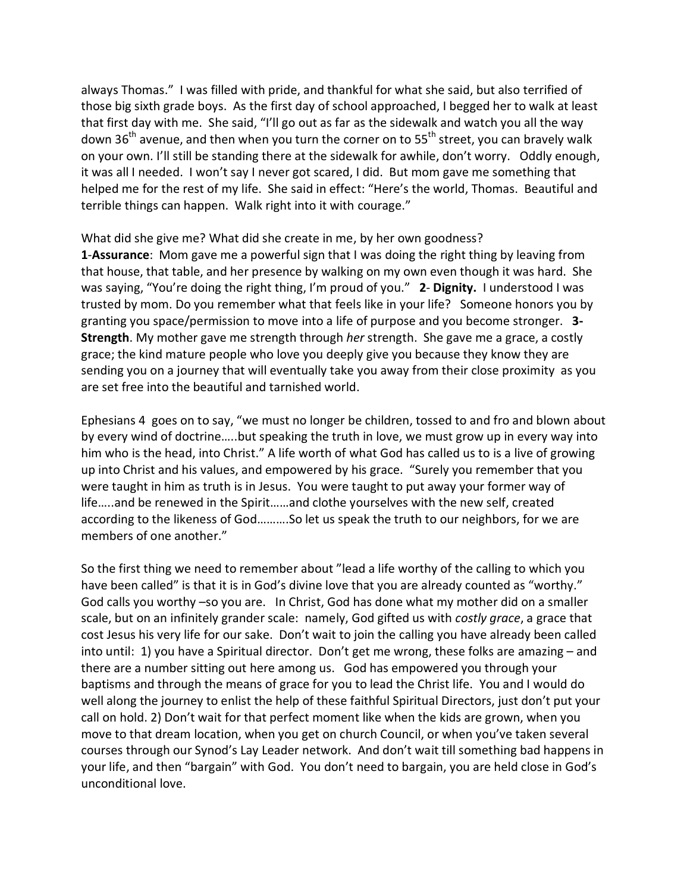always Thomas." I was filled with pride, and thankful for what she said, but also terrified of those big sixth grade boys. As the first day of school approached, I begged her to walk at least that first day with me. She said, "I'll go out as far as the sidewalk and watch you all the way down 36th avenue, and then when you turn the corner on to 55th street, you can bravely walk on your own. I'll still be standing there at the sidewalk for awhile, don't worry. Oddly enough, it was all I needed. I won't say I never got scared, I did. But mom gave me something that helped me for the rest of my life. She said in effect: "Here's the world, Thomas. Beautiful and terrible things can happen. Walk right into it with courage."

What did she give me? What did she create in me, by her own goodness?
**1**-**Assurance**: Mom gave me a powerful sign that I was doing the right thing by leaving from that house, that table, and her presence by walking on my own even though it was hard. She was saying, "You're doing the right thing, I'm proud of you." **2**- **Dignity.** I understood I was trusted by mom. Do you remember what that feels like in your life? Someone honors you by granting you space/permission to move into a life of purpose and you become stronger. **3- Strength**. My mother gave me strength through *her* strength. She gave me a grace, a costly grace; the kind mature people who love you deeply give you because they know they are sending you on a journey that will eventually take you away from their close proximity as you are set free into the beautiful and tarnished world.

Ephesians 4 goes on to say, "we must no longer be children, tossed to and fro and blown about by every wind of doctrine…..but speaking the truth in love, we must grow up in every way into him who is the head, into Christ." A life worth of what God has called us to is a live of growing up into Christ and his values, and empowered by his grace. "Surely you remember that you were taught in him as truth is in Jesus. You were taught to put away your former way of life…..and be renewed in the Spirit……and clothe yourselves with the new self, created according to the likeness of God……….So let us speak the truth to our neighbors, for we are members of one another."

So the first thing we need to remember about "lead a life worthy of the calling to which you have been called" is that it is in God's divine love that you are already counted as "worthy." God calls you worthy –so you are. In Christ, God has done what my mother did on a smaller scale, but on an infinitely grander scale: namely, God gifted us with *costly grace*, a grace that cost Jesus his very life for our sake. Don't wait to join the calling you have already been called into until: 1) you have a Spiritual director. Don't get me wrong, these folks are amazing – and there are a number sitting out here among us. God has empowered you through your baptisms and through the means of grace for you to lead the Christ life. You and I would do well along the journey to enlist the help of these faithful Spiritual Directors, just don't put your call on hold. 2) Don't wait for that perfect moment like when the kids are grown, when you move to that dream location, when you get on church Council, or when you've taken several courses through our Synod's Lay Leader network. And don't wait till something bad happens in your life, and then "bargain" with God. You don't need to bargain, you are held close in God's unconditional love.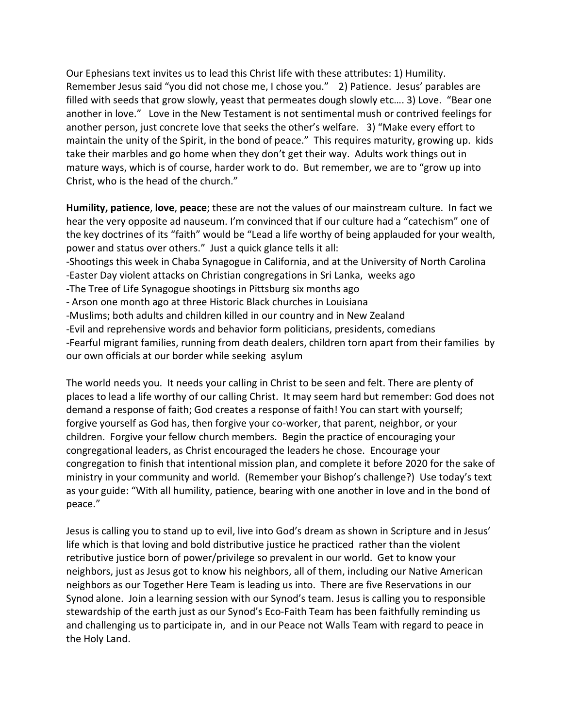Our Ephesians text invites us to lead this Christ life with these attributes: 1) Humility. Remember Jesus said "you did not chose me, I chose you." 2) Patience. Jesus' parables are filled with seeds that grow slowly, yeast that permeates dough slowly etc…. 3) Love. "Bear one another in love." Love in the New Testament is not sentimental mush or contrived feelings for another person, just concrete love that seeks the other's welfare. 3) "Make every effort to maintain the unity of the Spirit, in the bond of peace." This requires maturity, growing up. kids take their marbles and go home when they don't get their way. Adults work things out in mature ways, which is of course, harder work to do. But remember, we are to "grow up into Christ, who is the head of the church."

**Humility, patience**, **love**, **peace**; these are not the values of our mainstream culture. In fact we hear the very opposite ad nauseum. I'm convinced that if our culture had a "catechism" one of the key doctrines of its "faith" would be "Lead a life worthy of being applauded for your wealth, power and status over others." Just a quick glance tells it all:

-Shootings this week in Chaba Synagogue in California, and at the University of North Carolina
-Easter Day violent attacks on Christian congregations in Sri Lanka, weeks ago
-The Tree of Life Synagogue shootings in Pittsburg six months ago
- Arson one month ago at three Historic Black churches in Louisiana
-Muslims; both adults and children killed in our country and in New Zealand
-Evil and reprehensive words and behavior form politicians, presidents, comedians
-Fearful migrant families, running from death dealers, children torn apart from their families by our own officials at our border while seeking asylum

The world needs you. It needs your calling in Christ to be seen and felt. There are plenty of places to lead a life worthy of our calling Christ. It may seem hard but remember: God does not demand a response of faith; God creates a response of faith! You can start with yourself; forgive yourself as God has, then forgive your co-worker, that parent, neighbor, or your children. Forgive your fellow church members. Begin the practice of encouraging your congregational leaders, as Christ encouraged the leaders he chose. Encourage your congregation to finish that intentional mission plan, and complete it before 2020 for the sake of ministry in your community and world. (Remember your Bishop's challenge?) Use today's text as your guide: "With all humility, patience, bearing with one another in love and in the bond of peace."

Jesus is calling you to stand up to evil, live into God's dream as shown in Scripture and in Jesus' life which is that loving and bold distributive justice he practiced rather than the violent retributive justice born of power/privilege so prevalent in our world. Get to know your neighbors, just as Jesus got to know his neighbors, all of them, including our Native American neighbors as our Together Here Team is leading us into. There are five Reservations in our Synod alone. Join a learning session with our Synod's team. Jesus is calling you to responsible stewardship of the earth just as our Synod's Eco-Faith Team has been faithfully reminding us and challenging us to participate in, and in our Peace not Walls Team with regard to peace in the Holy Land.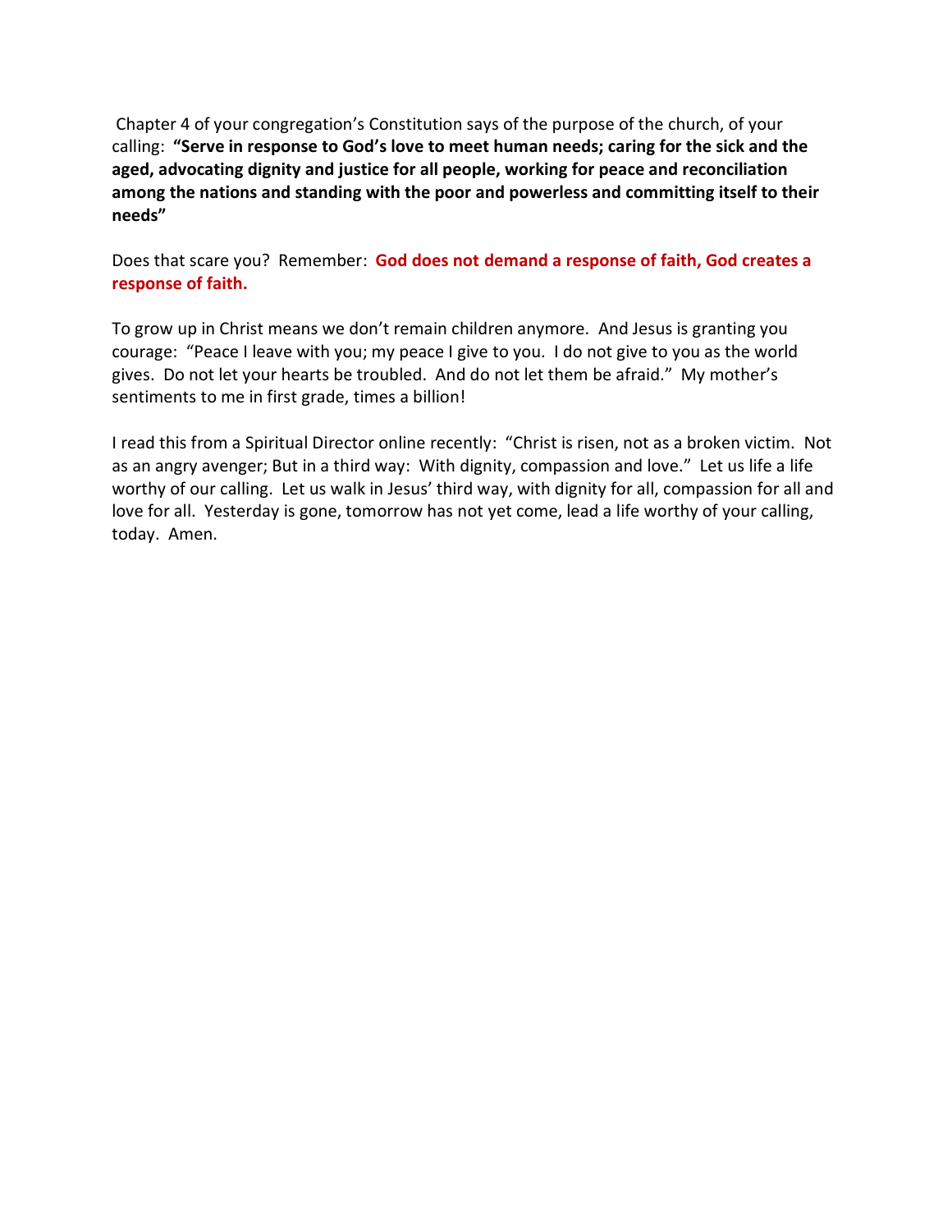Chapter 4 of your congregation's Constitution says of the purpose of the church, of your calling: **"Serve in response to God's love to meet human needs; caring for the sick and the aged, advocating dignity and justice for all people, working for peace and reconciliation among the nations and standing with the poor and powerless and committing itself to their needs"**

Does that scare you? Remember: **God does not demand a response of faith, God creates a response of faith.**

To grow up in Christ means we don't remain children anymore. And Jesus is granting you courage: "Peace I leave with you; my peace I give to you. I do not give to you as the world gives. Do not let your hearts be troubled. And do not let them be afraid." My mother's sentiments to me in first grade, times a billion!

I read this from a Spiritual Director online recently: "Christ is risen, not as a broken victim. Not as an angry avenger; But in a third way: With dignity, compassion and love." Let us life a life worthy of our calling. Let us walk in Jesus' third way, with dignity for all, compassion for all and love for all. Yesterday is gone, tomorrow has not yet come, lead a life worthy of your calling, today. Amen.